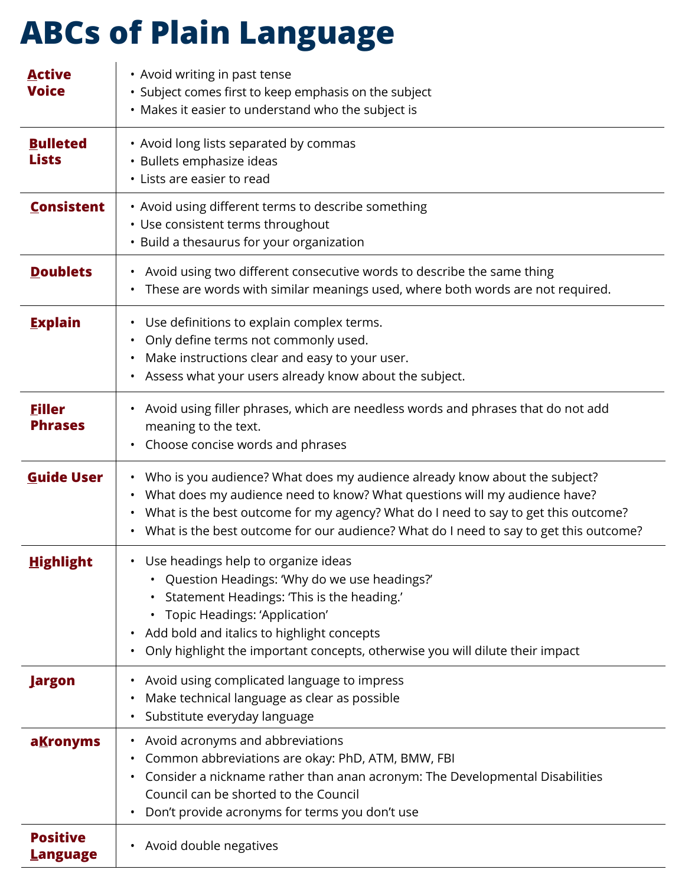# ABCs of Plain Language

| Term | Guidance |
| --- | --- |
| **Active Voice** | • Avoid writing in past tense<br>• Subject comes first to keep emphasis on the subject<br>• Makes it easier to understand who the subject is |
| **Bulleted Lists** | • Avoid long lists separated by commas<br>• Bullets emphasize ideas<br>• Lists are easier to read |
| **Consistent** | • Avoid using different terms to describe something<br>• Use consistent terms throughout<br>• Build a thesaurus for your organization |
| **Doublets** | • Avoid using two different consecutive words to describe the same thing<br>• These are words with similar meanings used, where both words are not required. |
| **Explain** | • Use definitions to explain complex terms.<br>• Only define terms not commonly used.<br>• Make instructions clear and easy to your user.<br>• Assess what your users already know about the subject. |
| **Filler Phrases** | • Avoid using filler phrases, which are needless words and phrases that do not add meaning to the text.<br>• Choose concise words and phrases |
| **Guide User** | • Who is you audience? What does my audience already know about the subject?<br>• What does my audience need to know? What questions will my audience have?<br>• What is the best outcome for my agency? What do I need to say to get this outcome?<br>• What is the best outcome for our audience? What do I need to say to get this outcome? |
| **Highlight** | • Use headings help to organize ideas<br>&nbsp;&nbsp;◦ Question Headings: 'Why do we use headings?'<br>&nbsp;&nbsp;◦ Statement Headings: 'This is the heading.'<br>&nbsp;&nbsp;◦ Topic Headings: 'Application'<br>• Add bold and italics to highlight concepts<br>• Only highlight the important concepts, otherwise you will dilute their impact |
| **Jargon** | • Avoid using complicated language to impress<br>• Make technical language as clear as possible<br>• Substitute everyday language |
| **aKronyms** | • Avoid acronyms and abbreviations<br>• Common abbreviations are okay: PhD, ATM, BMW, FBI<br>• Consider a nickname rather than anan acronym: The Developmental Disabilities Council can be shorted to the Council<br>• Don't provide acronyms for terms you don't use |
| **Positive Language** | • Avoid double negatives |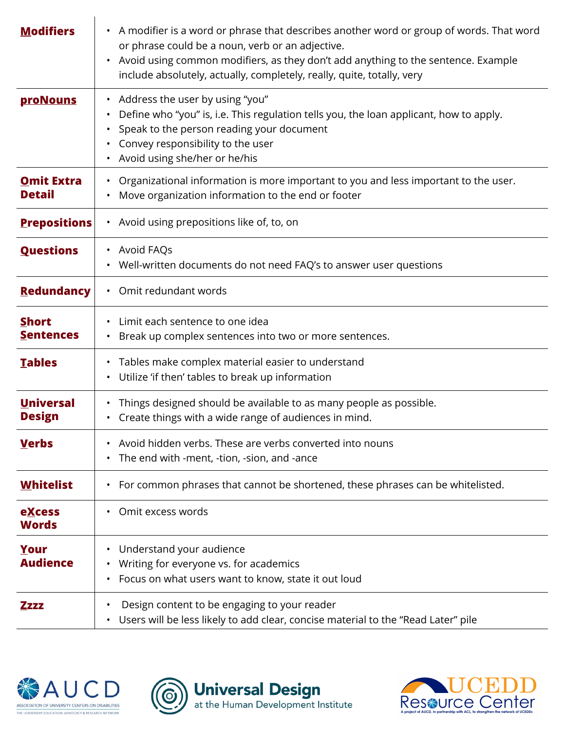| | |
|---|---|
| **Modifiers** | • A modifier is a word or phrase that describes another word or group of words. That word or phrase could be a noun, verb or an adjective.<br>• Avoid using common modifiers, as they don't add anything to the sentence. Example include absolutely, actually, completely, really, quite, totally, very |
| **proNouns** | • Address the user by using "you"<br>• Define who "you" is, i.e. This regulation tells you, the loan applicant, how to apply.<br>• Speak to the person reading your document<br>• Convey responsibility to the user<br>• Avoid using she/her or he/his |
| **Omit Extra Detail** | • Organizational information is more important to you and less important to the user.<br>• Move organization information to the end or footer |
| **Prepositions** | • Avoid using prepositions like of, to, on |
| **Questions** | • Avoid FAQs<br>• Well-written documents do not need FAQ's to answer user questions |
| **Redundancy** | • Omit redundant words |
| **Short Sentences** | • Limit each sentence to one idea<br>• Break up complex sentences into two or more sentences. |
| **Tables** | • Tables make complex material easier to understand<br>• Utilize 'if then' tables to break up information |
| **Universal Design** | • Things designed should be available to as many people as possible.<br>• Create things with a wide range of audiences in mind. |
| **Verbs** | • Avoid hidden verbs. These are verbs converted into nouns<br>• The end with -ment, -tion, -sion, and -ance |
| **Whitelist** | • For common phrases that cannot be shortened, these phrases can be whitelisted. |
| **eXcess Words** | • Omit excess words |
| **Your Audience** | • Understand your audience<br>• Writing for everyone vs. for academics<br>• Focus on what users want to know, state it out loud |
| **Zzzz** | • Design content to be engaging to your reader<br>• Users will be less likely to add clear, concise material to the "Read Later" pile |

AUCD
ASSOCIATION OF UNIVERSITY CENTERS ON DISABILITIES
THE LEADERSHIP, EDUCATION, ADVOCACY & RESEARCH NETWORK

Universal Design
at the Human Development Institute

UCEDD
Resource Center
A project of AUCD, in partnership with ACL, to strengthen the network of UCEDDs